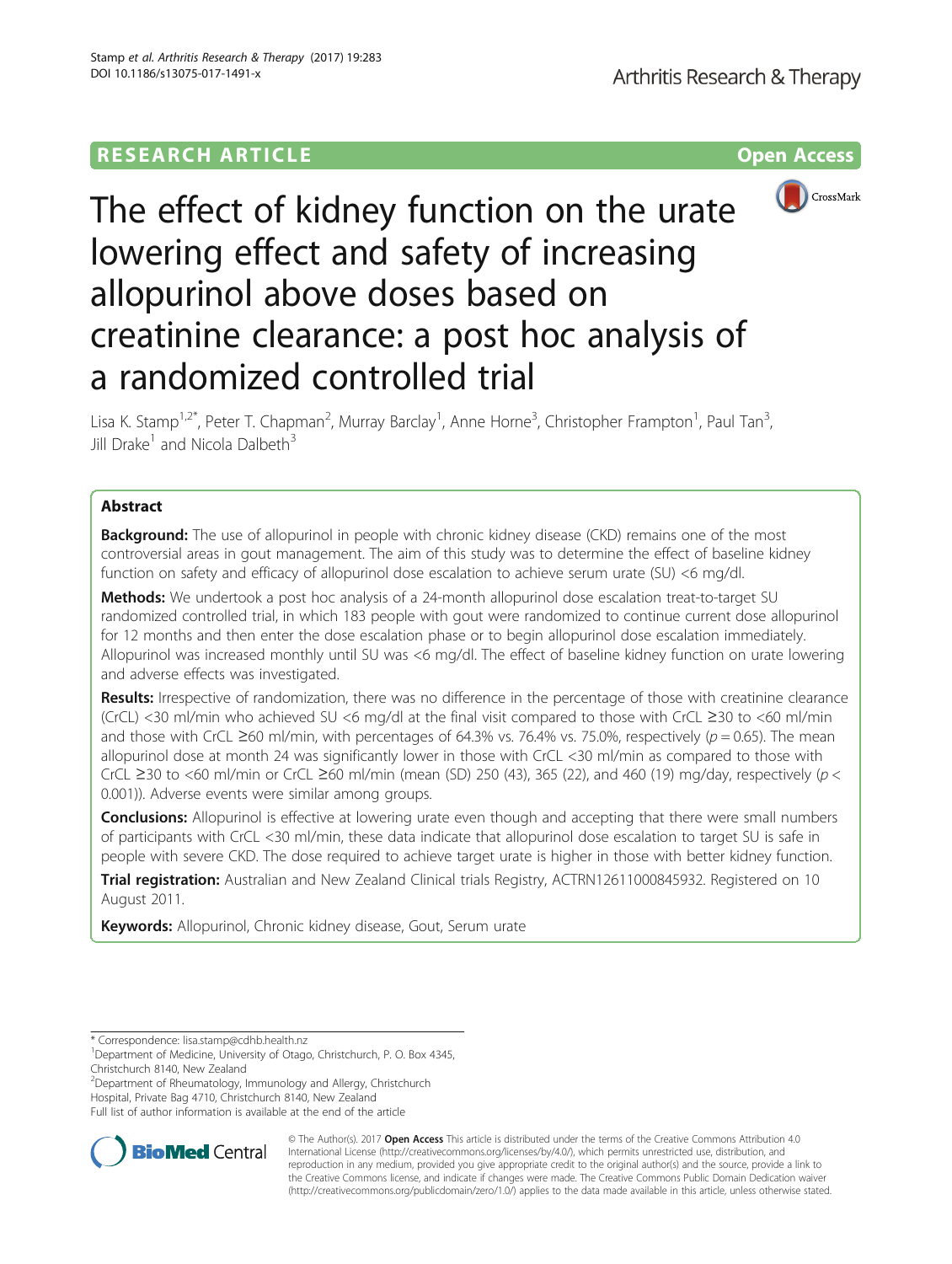RESEARCH ARTICLE

Open Access

# The effect of kidney function on the urate lowering effect and safety of increasing allopurinol above doses based on creatinine clearance: a post hoc analysis of a randomized controlled trial

Lisa K. Stamp[1,2*], Peter T. Chapman[2], Murray Barclay[1], Anne Horne[3], Christopher Frampton[1], Paul Tan[3], Jill Drake[1] and Nicola Dalbeth[3]

## Abstract

**Background:** The use of allopurinol in people with chronic kidney disease (CKD) remains one of the most controversial areas in gout management. The aim of this study was to determine the effect of baseline kidney function on safety and efficacy of allopurinol dose escalation to achieve serum urate (SU) <6 mg/dl.

**Methods:** We undertook a post hoc analysis of a 24-month allopurinol dose escalation treat-to-target SU randomized controlled trial, in which 183 people with gout were randomized to continue current dose allopurinol for 12 months and then enter the dose escalation phase or to begin allopurinol dose escalation immediately. Allopurinol was increased monthly until SU was <6 mg/dl. The effect of baseline kidney function on urate lowering and adverse effects was investigated.

**Results:** Irrespective of randomization, there was no difference in the percentage of those with creatinine clearance (CrCL) <30 ml/min who achieved SU <6 mg/dl at the final visit compared to those with CrCL ≥30 to <60 ml/min and those with CrCL ≥60 ml/min, with percentages of 64.3% vs. 76.4% vs. 75.0%, respectively ($p = 0.65$). The mean allopurinol dose at month 24 was significantly lower in those with CrCL <30 ml/min as compared to those with CrCL ≥30 to <60 ml/min or CrCL ≥60 ml/min (mean (SD) 250 (43), 365 (22), and 460 (19) mg/day, respectively ($p < 0.001$)). Adverse events were similar among groups.

**Conclusions:** Allopurinol is effective at lowering urate even though and accepting that there were small numbers of participants with CrCL <30 ml/min, these data indicate that allopurinol dose escalation to target SU is safe in people with severe CKD. The dose required to achieve target urate is higher in those with better kidney function.

**Trial registration:** Australian and New Zealand Clinical trials Registry, ACTRN12611000845932. Registered on 10 August 2011.

**Keywords:** Allopurinol, Chronic kidney disease, Gout, Serum urate

\* Correspondence: lisa.stamp@cdhb.health.nz

[1]Department of Medicine, University of Otago, Christchurch, P. O. Box 4345, Christchurch 8140, New Zealand

[2]Department of Rheumatology, Immunology and Allergy, Christchurch Hospital, Private Bag 4710, Christchurch 8140, New Zealand

Full list of author information is available at the end of the article

© The Author(s). 2017 **Open Access** This article is distributed under the terms of the Creative Commons Attribution 4.0 International License (http://creativecommons.org/licenses/by/4.0/), which permits unrestricted use, distribution, and reproduction in any medium, provided you give appropriate credit to the original author(s) and the source, provide a link to the Creative Commons license, and indicate if changes were made. The Creative Commons Public Domain Dedication waiver (http://creativecommons.org/publicdomain/zero/1.0/) applies to the data made available in this article, unless otherwise stated.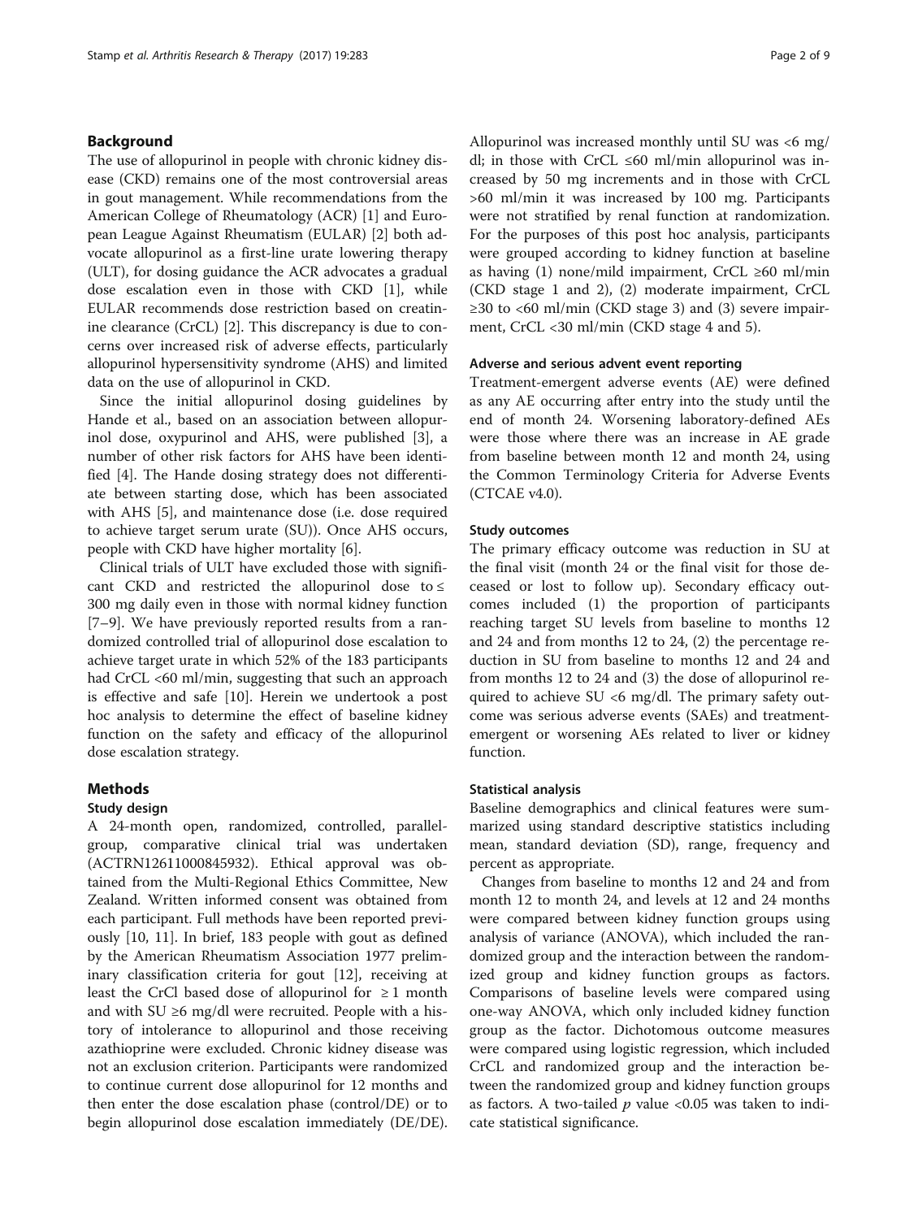## Background

The use of allopurinol in people with chronic kidney disease (CKD) remains one of the most controversial areas in gout management. While recommendations from the American College of Rheumatology (ACR) [1] and European League Against Rheumatism (EULAR) [2] both advocate allopurinol as a first-line urate lowering therapy (ULT), for dosing guidance the ACR advocates a gradual dose escalation even in those with CKD [1], while EULAR recommends dose restriction based on creatinine clearance (CrCL) [2]. This discrepancy is due to concerns over increased risk of adverse effects, particularly allopurinol hypersensitivity syndrome (AHS) and limited data on the use of allopurinol in CKD.

Since the initial allopurinol dosing guidelines by Hande et al., based on an association between allopurinol dose, oxypurinol and AHS, were published [3], a number of other risk factors for AHS have been identified [4]. The Hande dosing strategy does not differentiate between starting dose, which has been associated with AHS [5], and maintenance dose (i.e. dose required to achieve target serum urate (SU)). Once AHS occurs, people with CKD have higher mortality [6].

Clinical trials of ULT have excluded those with significant CKD and restricted the allopurinol dose to ≤ 300 mg daily even in those with normal kidney function [7–9]. We have previously reported results from a randomized controlled trial of allopurinol dose escalation to achieve target urate in which 52% of the 183 participants had CrCL <60 ml/min, suggesting that such an approach is effective and safe [10]. Herein we undertook a post hoc analysis to determine the effect of baseline kidney function on the safety and efficacy of the allopurinol dose escalation strategy.

## Methods

### Study design

A 24-month open, randomized, controlled, parallel-group, comparative clinical trial was undertaken (ACTRN12611000845932). Ethical approval was obtained from the Multi-Regional Ethics Committee, New Zealand. Written informed consent was obtained from each participant. Full methods have been reported previously [10, 11]. In brief, 183 people with gout as defined by the American Rheumatism Association 1977 preliminary classification criteria for gout [12], receiving at least the CrCl based dose of allopurinol for ≥ 1 month and with SU ≥6 mg/dl were recruited. People with a history of intolerance to allopurinol and those receiving azathioprine were excluded. Chronic kidney disease was not an exclusion criterion. Participants were randomized to continue current dose allopurinol for 12 months and then enter the dose escalation phase (control/DE) or to begin allopurinol dose escalation immediately (DE/DE). Allopurinol was increased monthly until SU was <6 mg/dl; in those with CrCL ≤60 ml/min allopurinol was increased by 50 mg increments and in those with CrCL >60 ml/min it was increased by 100 mg. Participants were not stratified by renal function at randomization. For the purposes of this post hoc analysis, participants were grouped according to kidney function at baseline as having (1) none/mild impairment, CrCL ≥60 ml/min (CKD stage 1 and 2), (2) moderate impairment, CrCL ≥30 to <60 ml/min (CKD stage 3) and (3) severe impairment, CrCL <30 ml/min (CKD stage 4 and 5).

### Adverse and serious advent event reporting

Treatment-emergent adverse events (AE) were defined as any AE occurring after entry into the study until the end of month 24. Worsening laboratory-defined AEs were those where there was an increase in AE grade from baseline between month 12 and month 24, using the Common Terminology Criteria for Adverse Events (CTCAE v4.0).

### Study outcomes

The primary efficacy outcome was reduction in SU at the final visit (month 24 or the final visit for those deceased or lost to follow up). Secondary efficacy outcomes included (1) the proportion of participants reaching target SU levels from baseline to months 12 and 24 and from months 12 to 24, (2) the percentage reduction in SU from baseline to months 12 and 24 and from months 12 to 24 and (3) the dose of allopurinol required to achieve SU <6 mg/dl. The primary safety outcome was serious adverse events (SAEs) and treatment-emergent or worsening AEs related to liver or kidney function.

### Statistical analysis

Baseline demographics and clinical features were summarized using standard descriptive statistics including mean, standard deviation (SD), range, frequency and percent as appropriate.

Changes from baseline to months 12 and 24 and from month 12 to month 24, and levels at 12 and 24 months were compared between kidney function groups using analysis of variance (ANOVA), which included the randomized group and the interaction between the randomized group and kidney function groups as factors. Comparisons of baseline levels were compared using one-way ANOVA, which only included kidney function group as the factor. Dichotomous outcome measures were compared using logistic regression, which included CrCL and randomized group and the interaction between the randomized group and kidney function groups as factors. A two-tailed $p$ value <0.05 was taken to indicate statistical significance.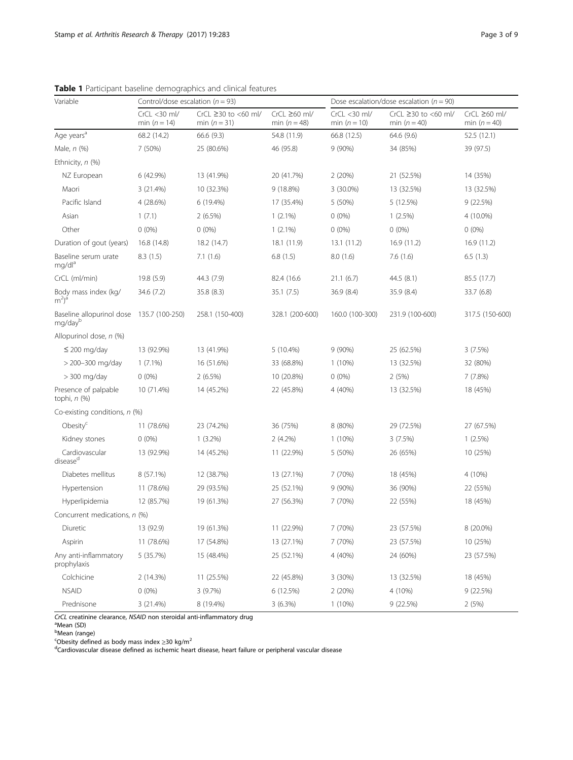**Table 1** Participant baseline demographics and clinical features

| Variable | Control/dose escalation ($n = 93$) | | | Dose escalation/dose escalation ($n = 90$) | | |
|---|---|---|---|---|---|---|
| | CrCL <30 ml/min ($n = 14$) | CrCL ≥30 to <60 ml/min ($n = 31$) | CrCL ≥60 ml/min ($n = 48$) | CrCL <30 ml/min ($n = 10$) | CrCL ≥30 to <60 ml/min ($n = 40$) | CrCL ≥60 ml/min ($n = 40$) |
| Age years[a] | 68.2 (14.2) | 66.6 (9.3) | 54.8 (11.9) | 66.8 (12.5) | 64.6 (9.6) | 52.5 (12.1) |
| Male, *n* (%) | 7 (50%) | 25 (80.6%) | 46 (95.8) | 9 (90%) | 34 (85%) | 39 (97.5) |
| Ethnicity, *n* (%) | | | | | | |
| NZ European | 6 (42.9%) | 13 (41.9%) | 20 (41.7%) | 2 (20%) | 21 (52.5%) | 14 (35%) |
| Maori | 3 (21.4%) | 10 (32.3%) | 9 (18.8%) | 3 (30.0%) | 13 (32.5%) | 13 (32.5%) |
| Pacific Island | 4 (28.6%) | 6 (19.4%) | 17 (35.4%) | 5 (50%) | 5 (12.5%) | 9 (22.5%) |
| Asian | 1 (7.1) | 2 (6.5%) | 1 (2.1%) | 0 (0%) | 1 (2.5%) | 4 (10.0%) |
| Other | 0 (0%) | 0 (0%) | 1 (2.1%) | 0 (0%) | 0 (0%) | 0 (0%) |
| Duration of gout (years) | 16.8 (14.8) | 18.2 (14.7) | 18.1 (11.9) | 13.1 (11.2) | 16.9 (11.2) | 16.9 (11.2) |
| Baseline serum urate mg/dl[a] | 8.3 (1.5) | 7.1 (1.6) | 6.8 (1.5) | 8.0 (1.6) | 7.6 (1.6) | 6.5 (1.3) |
| CrCL (ml/min) | 19.8 (5.9) | 44.3 (7.9) | 82.4 (16.6 | 21.1 (6.7) | 44.5 (8.1) | 85.5 (17.7) |
| Body mass index (kg/$m^2$)[a] | 34.6 (7.2) | 35.8 (8.3) | 35.1 (7.5) | 36.9 (8.4) | 35.9 (8.4) | 33.7 (6.8) |
| Baseline allopurinol dose mg/day[b] | 135.7 (100-250) | 258.1 (150-400) | 328.1 (200-600) | 160.0 (100-300) | 231.9 (100-600) | 317.5 (150-600) |
| Allopurinol dose, *n* (%) | | | | | | |
| ≤ 200 mg/day | 13 (92.9%) | 13 (41.9%) | 5 (10.4%) | 9 (90%) | 25 (62.5%) | 3 (7.5%) |
| > 200–300 mg/day | 1 (7.1%) | 16 (51.6%) | 33 (68.8%) | 1 (10%) | 13 (32.5%) | 32 (80%) |
| > 300 mg/day | 0 (0%) | 2 (6.5%) | 10 (20.8%) | 0 (0%) | 2 (5%) | 7 (7.8%) |
| Presence of palpable tophi, *n* (%) | 10 (71.4%) | 14 (45.2%) | 22 (45.8%) | 4 (40%) | 13 (32.5%) | 18 (45%) |
| Co-existing conditions, *n* (%) | | | | | | |
| Obesity[c] | 11 (78.6%) | 23 (74.2%) | 36 (75%) | 8 (80%) | 29 (72.5%) | 27 (67.5%) |
| Kidney stones | 0 (0%) | 1 (3.2%) | 2 (4.2%) | 1 (10%) | 3 (7.5%) | 1 (2.5%) |
| Cardiovascular disease[d] | 13 (92.9%) | 14 (45.2%) | 11 (22.9%) | 5 (50%) | 26 (65%) | 10 (25%) |
| Diabetes mellitus | 8 (57.1%) | 12 (38.7%) | 13 (27.1%) | 7 (70%) | 18 (45%) | 4 (10%) |
| Hypertension | 11 (78.6%) | 29 (93.5%) | 25 (52.1%) | 9 (90%) | 36 (90%) | 22 (55%) |
| Hyperlipidemia | 12 (85.7%) | 19 (61.3%) | 27 (56.3%) | 7 (70%) | 22 (55%) | 18 (45%) |
| Concurrent medications, *n* (%) | | | | | | |
| Diuretic | 13 (92.9) | 19 (61.3%) | 11 (22.9%) | 7 (70%) | 23 (57.5%) | 8 (20.0%) |
| Aspirin | 11 (78.6%) | 17 (54.8%) | 13 (27.1%) | 7 (70%) | 23 (57.5%) | 10 (25%) |
| Any anti-inflammatory prophylaxis | 5 (35.7%) | 15 (48.4%) | 25 (52.1%) | 4 (40%) | 24 (60%) | 23 (57.5%) |
| Colchicine | 2 (14.3%) | 11 (25.5%) | 22 (45.8%) | 3 (30%) | 13 (32.5%) | 18 (45%) |
| NSAID | 0 (0%) | 3 (9.7%) | 6 (12.5%) | 2 (20%) | 4 (10%) | 9 (22.5%) |
| Prednisone | 3 (21.4%) | 8 (19.4%) | 3 (6.3%) | 1 (10%) | 9 (22.5%) | 2 (5%) |

*CrCL* creatinine clearance, *NSAID* non steroidal anti-inflammatory drug
[a]Mean (SD)
[b]Mean (range)
[c]Obesity defined as body mass index ≥30 kg/$m^2$
[d]Cardiovascular disease defined as ischemic heart disease, heart failure or peripheral vascular disease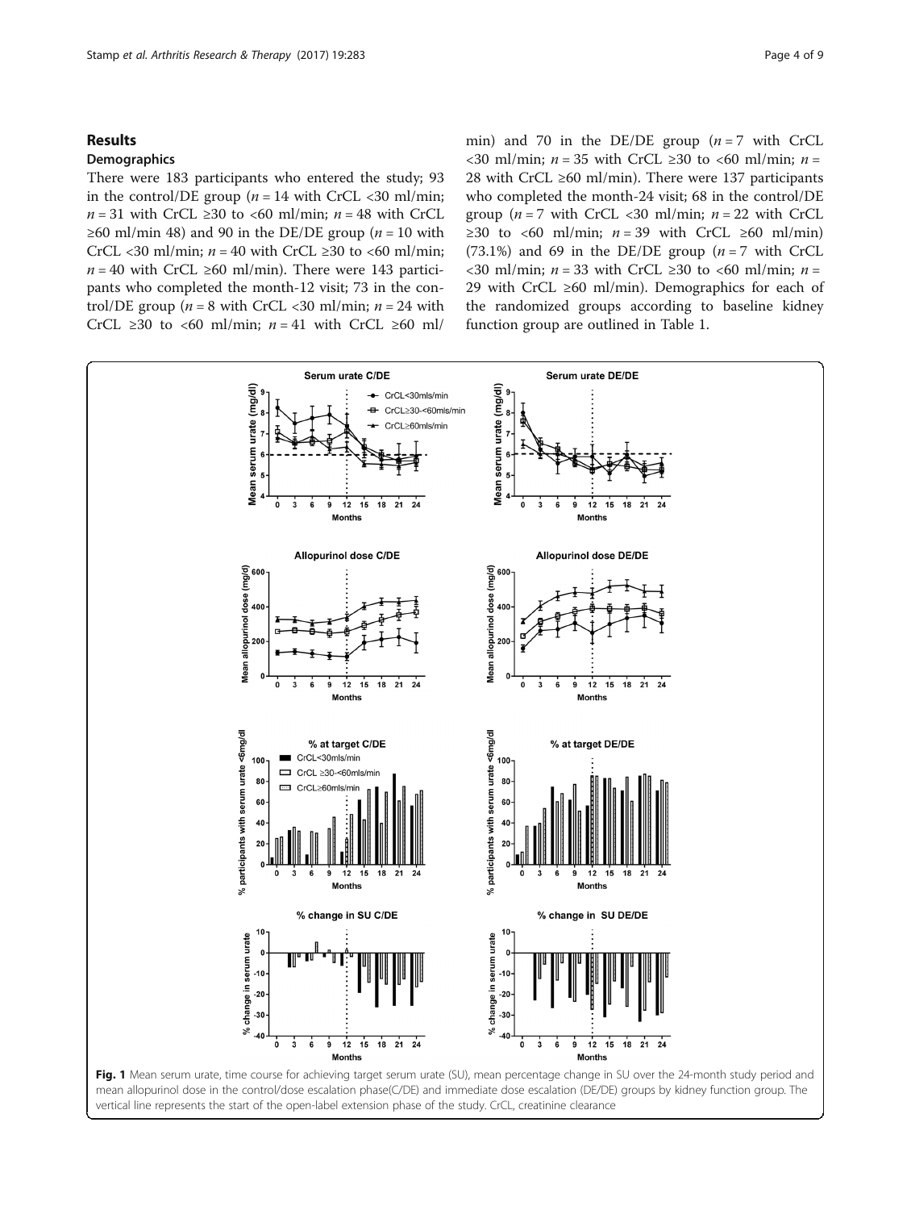## Results

### Demographics

There were 183 participants who entered the study; 93 in the control/DE group ($n$ = 14 with CrCL <30 ml/min; $n$ = 31 with CrCL ≥30 to <60 ml/min; $n$ = 48 with CrCL ≥60 ml/min 48) and 90 in the DE/DE group ($n$ = 10 with CrCL <30 ml/min; $n$ = 40 with CrCL ≥30 to <60 ml/min; $n$ = 40 with CrCL ≥60 ml/min). There were 143 participants who completed the month-12 visit; 73 in the control/DE group ($n$ = 8 with CrCL <30 ml/min; $n$ = 24 with CrCL ≥30 to <60 ml/min; $n$ = 41 with CrCL ≥60 ml/min) and 70 in the DE/DE group ($n$ = 7 with CrCL <30 ml/min; $n$ = 35 with CrCL ≥30 to <60 ml/min; $n$ = 28 with CrCL ≥60 ml/min). There were 137 participants who completed the month-24 visit; 68 in the control/DE group ($n$ = 7 with CrCL <30 ml/min; $n$ = 22 with CrCL ≥30 to <60 ml/min; $n$ = 39 with CrCL ≥60 ml/min) (73.1%) and 69 in the DE/DE group ($n$ = 7 with CrCL <30 ml/min; $n$ = 33 with CrCL ≥30 to <60 ml/min; $n$ = 29 with CrCL ≥60 ml/min). Demographics for each of the randomized groups according to baseline kidney function group are outlined in Table 1.

**Fig. 1** Mean serum urate, time course for achieving target serum urate (SU), mean percentage change in SU over the 24-month study period and mean allopurinol dose in the control/dose escalation phase(C/DE) and immediate dose escalation (DE/DE) groups by kidney function group. The vertical line represents the start of the open-label extension phase of the study. CrCL, creatinine clearance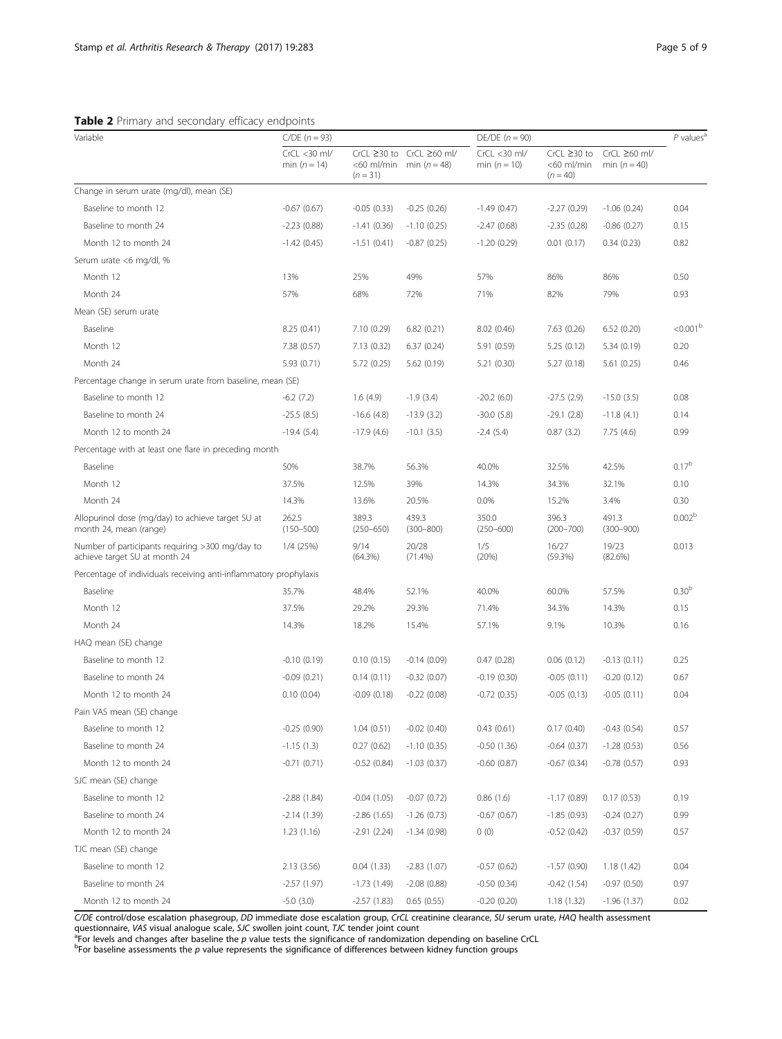**Table 2** Primary and secondary efficacy endpoints

| Variable | C/DE (n = 93) | | | DE/DE (n = 90) | | | P values[a] |
|---|---|---|---|---|---|---|---|
| | CrCL <30 ml/min (n = 14) | CrCL ≥30 to <60 ml/min (n = 31) | CrCL ≥60 ml/min (n = 48) | CrCL <30 ml/min (n = 10) | CrCL ≥30 to <60 ml/min (n = 40) | CrCL ≥60 ml/min (n = 40) | |
| Change in serum urate (mg/dl), mean (SE) | | | | | | | |
| Baseline to month 12 | -0.67 (0.67) | -0.05 (0.33) | -0.25 (0.26) | -1.49 (0.47) | -2.27 (0.29) | -1.06 (0.24) | 0.04 |
| Baseline to month 24 | -2.23 (0.88) | -1.41 (0.36) | -1.10 (0.25) | -2.47 (0.68) | -2.35 (0.28) | -0.86 (0.27) | 0.15 |
| Month 12 to month 24 | -1.42 (0.45) | -1.51 (0.41) | -0.87 (0.25) | -1.20 (0.29) | 0.01 (0.17) | 0.34 (0.23) | 0.82 |
| Serum urate <6 mg/dl, % | | | | | | | |
| Month 12 | 13% | 25% | 49% | 57% | 86% | 86% | 0.50 |
| Month 24 | 57% | 68% | 72% | 71% | 82% | 79% | 0.93 |
| Mean (SE) serum urate | | | | | | | |
| Baseline | 8.25 (0.41) | 7.10 (0.29) | 6.82 (0.21) | 8.02 (0.46) | 7.63 (0.26) | 6.52 (0.20) | <0.001[b] |
| Month 12 | 7.38 (0.57) | 7.13 (0.32) | 6.37 (0.24) | 5.91 (0.59) | 5.25 (0.12) | 5.34 (0.19) | 0.20 |
| Month 24 | 5.93 (0.71) | 5.72 (0.25) | 5.62 (0.19) | 5.21 (0.30) | 5.27 (0.18) | 5.61 (0.25) | 0.46 |
| Percentage change in serum urate from baseline, mean (SE) | | | | | | | |
| Baseline to month 12 | -6.2 (7.2) | 1.6 (4.9) | -1.9 (3.4) | -20.2 (6.0) | -27.5 (2.9) | -15.0 (3.5) | 0.08 |
| Baseline to month 24 | -25.5 (8.5) | -16.6 (4.8) | -13.9 (3.2) | -30.0 (5.8) | -29.1 (2.8) | -11.8 (4.1) | 0.14 |
| Month 12 to month 24 | -19.4 (5.4) | -17.9 (4.6) | -10.1 (3.5) | -2.4 (5.4) | 0.87 (3.2) | 7.75 (4.6) | 0.99 |
| Percentage with at least one flare in preceding month | | | | | | | |
| Baseline | 50% | 38.7% | 56.3% | 40.0% | 32.5% | 42.5% | 0.17[b] |
| Month 12 | 37.5% | 12.5% | 39% | 14.3% | 34.3% | 32.1% | 0.10 |
| Month 24 | 14.3% | 13.6% | 20.5% | 0.0% | 15.2% | 3.4% | 0.30 |
| Allopurinol dose (mg/day) to achieve target SU at month 24, mean (range) | 262.5 (150–500) | 389.3 (250–650) | 439.3 (300–800) | 350.0 (250–600) | 396.3 (200–700) | 491.3 (300–900) | 0.002[b] |
| Number of participants requiring >300 mg/day to achieve target SU at month 24 | 1/4 (25%) | 9/14 (64.3%) | 20/28 (71.4%) | 1/5 (20%) | 16/27 (59.3%) | 19/23 (82.6%) | 0.013 |
| Percentage of individuals receiving anti-inflammatory prophylaxis | | | | | | | |
| Baseline | 35.7% | 48.4% | 52.1% | 40.0% | 60.0% | 57.5% | 0.30[b] |
| Month 12 | 37.5% | 29.2% | 29.3% | 71.4% | 34.3% | 14.3% | 0.15 |
| Month 24 | 14.3% | 18.2% | 15.4% | 57.1% | 9.1% | 10.3% | 0.16 |
| HAQ mean (SE) change | | | | | | | |
| Baseline to month 12 | -0.10 (0.19) | 0.10 (0.15) | -0.14 (0.09) | 0.47 (0.28) | 0.06 (0.12) | -0.13 (0.11) | 0.25 |
| Baseline to month 24 | -0.09 (0.21) | 0.14 (0.11) | -0.32 (0.07) | -0.19 (0.30) | -0.05 (0.11) | -0.20 (0.12) | 0.67 |
| Month 12 to month 24 | 0.10 (0.04) | -0.09 (0.18) | -0.22 (0.08) | -0.72 (0.35) | -0.05 (0.13) | -0.05 (0.11) | 0.04 |
| Pain VAS mean (SE) change | | | | | | | |
| Baseline to month 12 | -0.25 (0.90) | 1.04 (0.51) | -0.02 (0.40) | 0.43 (0.61) | 0.17 (0.40) | -0.43 (0.54) | 0.57 |
| Baseline to month 24 | -1.15 (1.3) | 0.27 (0.62) | -1.10 (0.35) | -0.50 (1.36) | -0.64 (0.37) | -1.28 (0.53) | 0.56 |
| Month 12 to month 24 | -0.71 (0.71) | -0.52 (0.84) | -1.03 (0.37) | -0.60 (0.87) | -0.67 (0.34) | -0.78 (0.57) | 0.93 |
| SJC mean (SE) change | | | | | | | |
| Baseline to month 12 | -2.88 (1.84) | -0.04 (1.05) | -0.07 (0.72) | 0.86 (1.6) | -1.17 (0.89) | 0.17 (0.53) | 0.19 |
| Baseline to month 24 | -2.14 (1.39) | -2.86 (1.65) | -1.26 (0.73) | -0.67 (0.67) | -1.85 (0.93) | -0.24 (0.27) | 0.99 |
| Month 12 to month 24 | 1.23 (1.16) | -2.91 (2.24) | -1.34 (0.98) | 0 (0) | -0.52 (0.42) | -0.37 (0.59) | 0.57 |
| TJC mean (SE) change | | | | | | | |
| Baseline to month 12 | 2.13 (3.56) | 0.04 (1.33) | -2.83 (1.07) | -0.57 (0.62) | -1.57 (0.90) | 1.18 (1.42) | 0.04 |
| Baseline to month 24 | -2.57 (1.97) | -1.73 (1.49) | -2.08 (0.88) | -0.50 (0.34) | -0.42 (1.54) | -0.97 (0.50) | 0.97 |
| Month 12 to month 24 | -5.0 (3.0) | -2.57 (1.83) | 0.65 (0.55) | -0.20 (0.20) | 1.18 (1.32) | -1.96 (1.37) | 0.02 |

*C/DE* control/dose escalation phasegroup, *DD* immediate dose escalation group, *CrCL* creatinine clearance, *SU* serum urate, *HAQ* health assessment questionnaire, *VAS* visual analogue scale, *SJC* swollen joint count, *TJC* tender joint count

[a]For levels and changes after baseline the *p* value tests the significance of randomization depending on baseline CrCL

[b]For baseline assessments the *p* value represents the significance of differences between kidney function groups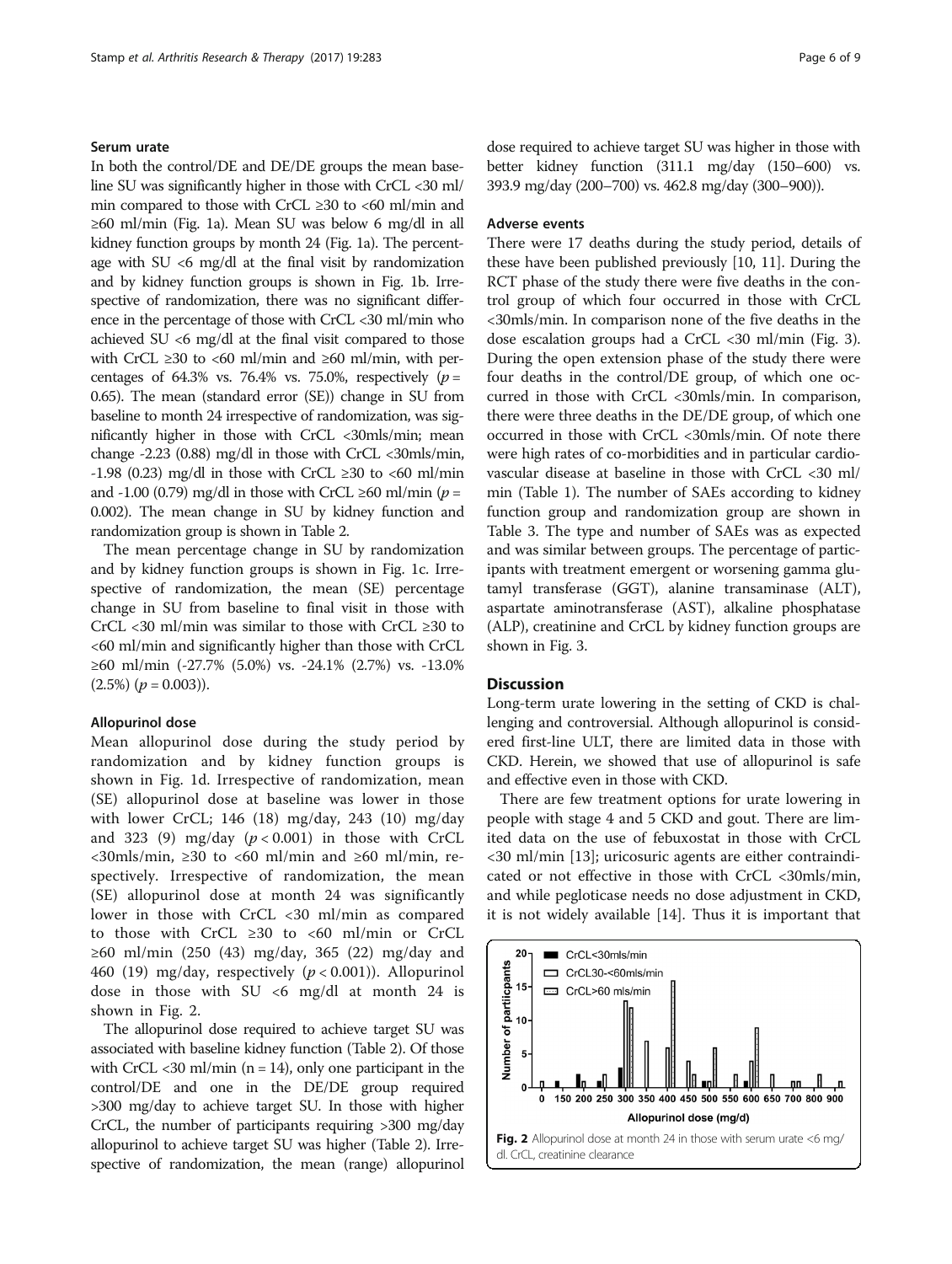### Serum urate

In both the control/DE and DE/DE groups the mean baseline SU was significantly higher in those with CrCL <30 ml/min compared to those with CrCL ≥30 to <60 ml/min and ≥60 ml/min (Fig. 1a). Mean SU was below 6 mg/dl in all kidney function groups by month 24 (Fig. 1a). The percentage with SU <6 mg/dl at the final visit by randomization and by kidney function groups is shown in Fig. 1b. Irrespective of randomization, there was no significant difference in the percentage of those with CrCL <30 ml/min who achieved SU <6 mg/dl at the final visit compared to those with CrCL ≥30 to <60 ml/min and ≥60 ml/min, with percentages of 64.3% vs. 76.4% vs. 75.0%, respectively ($p$ = 0.65). The mean (standard error (SE)) change in SU from baseline to month 24 irrespective of randomization, was significantly higher in those with CrCL <30mls/min; mean change -2.23 (0.88) mg/dl in those with CrCL <30mls/min, -1.98 (0.23) mg/dl in those with CrCL ≥30 to <60 ml/min and -1.00 (0.79) mg/dl in those with CrCL ≥60 ml/min ($p$ = 0.002). The mean change in SU by kidney function and randomization group is shown in Table 2.

The mean percentage change in SU by randomization and by kidney function groups is shown in Fig. 1c. Irrespective of randomization, the mean (SE) percentage change in SU from baseline to final visit in those with CrCL <30 ml/min was similar to those with CrCL ≥30 to <60 ml/min and significantly higher than those with CrCL ≥60 ml/min (-27.7% (5.0%) vs. -24.1% (2.7%) vs. -13.0% (2.5%) ($p$ = 0.003)).

### Allopurinol dose

Mean allopurinol dose during the study period by randomization and by kidney function groups is shown in Fig. 1d. Irrespective of randomization, mean (SE) allopurinol dose at baseline was lower in those with lower CrCL; 146 (18) mg/day, 243 (10) mg/day and 323 (9) mg/day ($p < 0.001$) in those with CrCL <30mls/min, ≥30 to <60 ml/min and ≥60 ml/min, respectively. Irrespective of randomization, the mean (SE) allopurinol dose at month 24 was significantly lower in those with CrCL <30 ml/min as compared to those with CrCL ≥30 to <60 ml/min or CrCL ≥60 ml/min (250 (43) mg/day, 365 (22) mg/day and 460 (19) mg/day, respectively ($p < 0.001$)). Allopurinol dose in those with SU <6 mg/dl at month 24 is shown in Fig. 2.

The allopurinol dose required to achieve target SU was associated with baseline kidney function (Table 2). Of those with CrCL <30 ml/min (n = 14), only one participant in the control/DE and one in the DE/DE group required >300 mg/day to achieve target SU. In those with higher CrCL, the number of participants requiring >300 mg/day allopurinol to achieve target SU was higher (Table 2). Irrespective of randomization, the mean (range) allopurinol dose required to achieve target SU was higher in those with better kidney function (311.1 mg/day (150–600) vs. 393.9 mg/day (200–700) vs. 462.8 mg/day (300–900)).

### Adverse events

There were 17 deaths during the study period, details of these have been published previously [10, 11]. During the RCT phase of the study there were five deaths in the control group of which four occurred in those with CrCL <30mls/min. In comparison none of the five deaths in the dose escalation groups had a CrCL <30 ml/min (Fig. 3). During the open extension phase of the study there were four deaths in the control/DE group, of which one occurred in those with CrCL <30mls/min. In comparison, there were three deaths in the DE/DE group, of which one occurred in those with CrCL <30mls/min. Of note there were high rates of co-morbidities and in particular cardiovascular disease at baseline in those with CrCL <30 ml/min (Table 1). The number of SAEs according to kidney function group and randomization group are shown in Table 3. The type and number of SAEs was as expected and was similar between groups. The percentage of participants with treatment emergent or worsening gamma glutamyl transferase (GGT), alanine transaminase (ALT), aspartate aminotransferase (AST), alkaline phosphatase (ALP), creatinine and CrCL by kidney function groups are shown in Fig. 3.

## Discussion

Long-term urate lowering in the setting of CKD is challenging and controversial. Although allopurinol is considered first-line ULT, there are limited data in those with CKD. Herein, we showed that use of allopurinol is safe and effective even in those with CKD.

There are few treatment options for urate lowering in people with stage 4 and 5 CKD and gout. There are limited data on the use of febuxostat in those with CrCL <30 ml/min [13]; uricosuric agents are either contraindicated or not effective in those with CrCL <30mls/min, and while pegloticase needs no dose adjustment in CKD, it is not widely available [14]. Thus it is important that

Fig. 2 Allopurinol dose at month 24 in those with serum urate <6 mg/dl. CrCL, creatinine clearance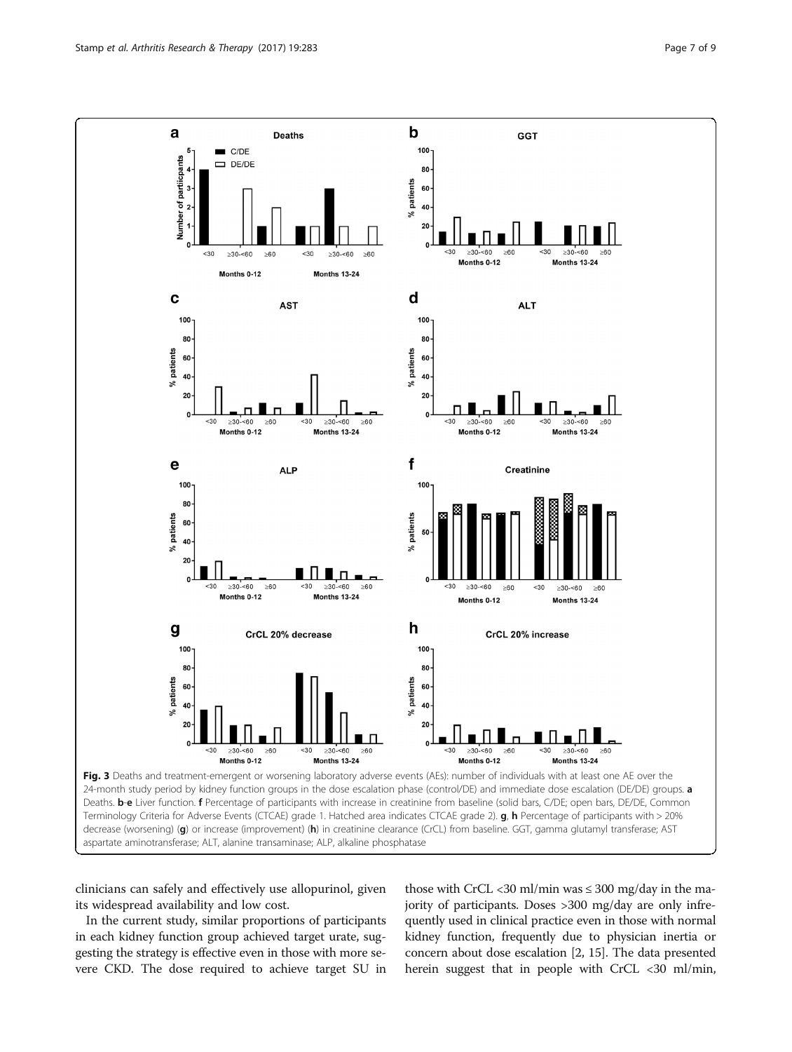Fig. 3 Deaths and treatment-emergent or worsening laboratory adverse events (AEs): number of individuals with at least one AE over the 24-month study period by kidney function groups in the dose escalation phase (control/DE) and immediate dose escalation (DE/DE) groups. **a** Deaths. **b**-**e** Liver function. **f** Percentage of participants with increase in creatinine from baseline (solid bars, C/DE; open bars, DE/DE, Common Terminology Criteria for Adverse Events (CTCAE) grade 1. Hatched area indicates CTCAE grade 2). **g**, **h** Percentage of participants with > 20% decrease (worsening) (**g**) or increase (improvement) (**h**) in creatinine clearance (CrCL) from baseline. GGT, gamma glutamyl transferase; AST aspartate aminotransferase; ALT, alanine transaminase; ALP, alkaline phosphatase

clinicians can safely and effectively use allopurinol, given its widespread availability and low cost.

In the current study, similar proportions of participants in each kidney function group achieved target urate, suggesting the strategy is effective even in those with more severe CKD. The dose required to achieve target SU in those with CrCL <30 ml/min was ≤ 300 mg/day in the majority of participants. Doses >300 mg/day are only infrequently used in clinical practice even in those with normal kidney function, frequently due to physician inertia or concern about dose escalation [2, 15]. The data presented herein suggest that in people with CrCL <30 ml/min,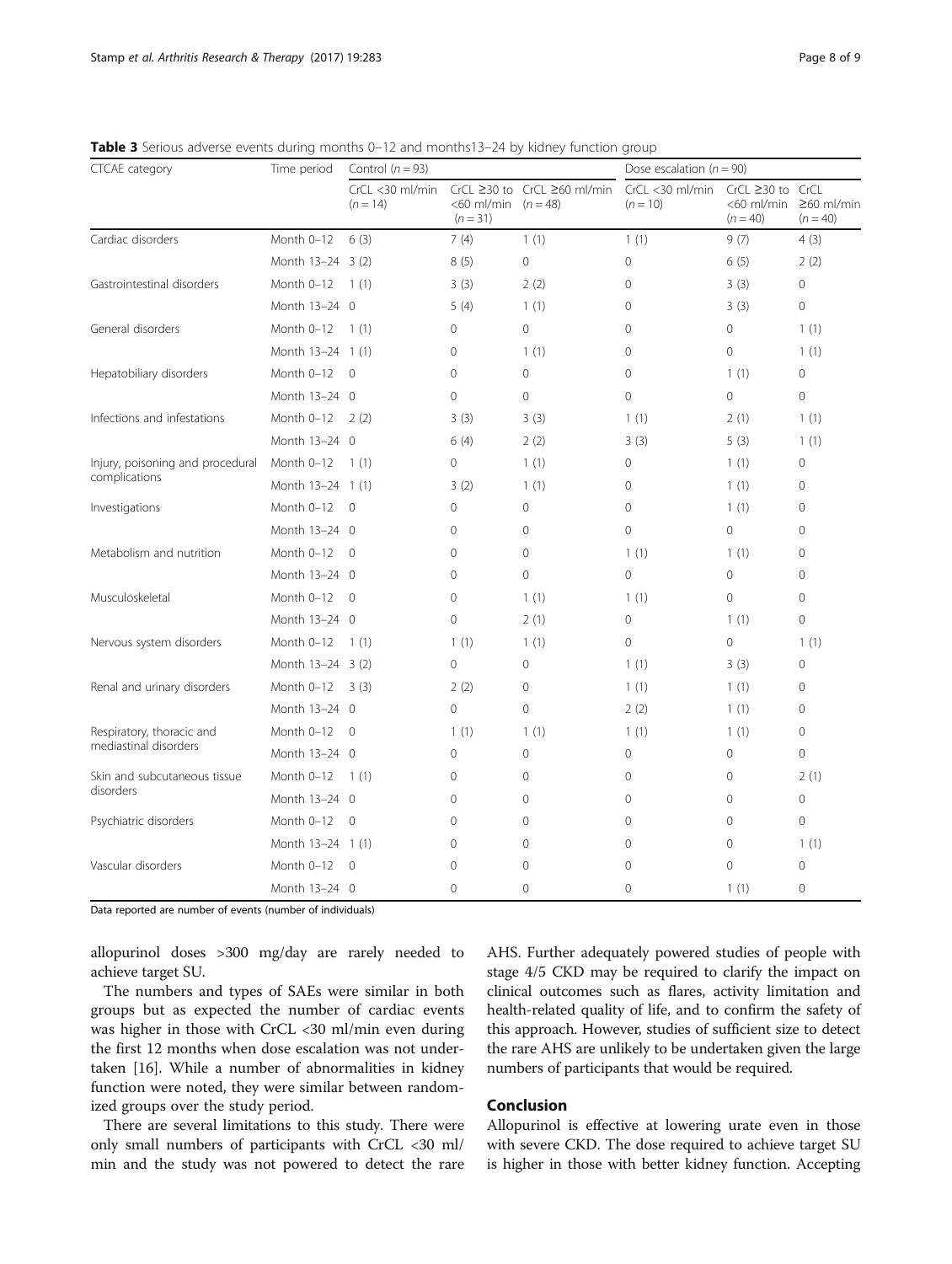**Table 3** Serious adverse events during months 0–12 and months13–24 by kidney function group

| CTCAE category | Time period | Control ($n = 93$) | | | Dose escalation ($n = 90$) | | |
|---|---|---|---|---|---|---|---|
| | | CrCL <30 ml/min ($n = 14$) | CrCL ≥30 to <60 ml/min ($n = 31$) | CrCL ≥60 ml/min ($n = 48$) | CrCL <30 ml/min ($n = 10$) | CrCL ≥30 to <60 ml/min ($n = 40$) | CrCL ≥60 ml/min ($n = 40$) |
| Cardiac disorders | Month 0–12 | 6 (3) | 7 (4) | 1 (1) | 1 (1) | 9 (7) | 4 (3) |
| | Month 13–24 | 3 (2) | 8 (5) | 0 | 0 | 6 (5) | 2 (2) |
| Gastrointestinal disorders | Month 0–12 | 1 (1) | 3 (3) | 2 (2) | 0 | 3 (3) | 0 |
| | Month 13–24 | 0 | 5 (4) | 1 (1) | 0 | 3 (3) | 0 |
| General disorders | Month 0–12 | 1 (1) | 0 | 0 | 0 | 0 | 1 (1) |
| | Month 13–24 | 1 (1) | 0 | 1 (1) | 0 | 0 | 1 (1) |
| Hepatobiliary disorders | Month 0–12 | 0 | 0 | 0 | 0 | 1 (1) | 0 |
| | Month 13–24 | 0 | 0 | 0 | 0 | 0 | 0 |
| Infections and infestations | Month 0–12 | 2 (2) | 3 (3) | 3 (3) | 1 (1) | 2 (1) | 1 (1) |
| | Month 13–24 | 0 | 6 (4) | 2 (2) | 3 (3) | 5 (3) | 1 (1) |
| Injury, poisoning and procedural complications | Month 0–12 | 1 (1) | 0 | 1 (1) | 0 | 1 (1) | 0 |
| | Month 13–24 | 1 (1) | 3 (2) | 1 (1) | 0 | 1 (1) | 0 |
| Investigations | Month 0–12 | 0 | 0 | 0 | 0 | 1 (1) | 0 |
| | Month 13–24 | 0 | 0 | 0 | 0 | 0 | 0 |
| Metabolism and nutrition | Month 0–12 | 0 | 0 | 0 | 1 (1) | 1 (1) | 0 |
| | Month 13–24 | 0 | 0 | 0 | 0 | 0 | 0 |
| Musculoskeletal | Month 0–12 | 0 | 0 | 1 (1) | 1 (1) | 0 | 0 |
| | Month 13–24 | 0 | 0 | 2 (1) | 0 | 1 (1) | 0 |
| Nervous system disorders | Month 0–12 | 1 (1) | 1 (1) | 1 (1) | 0 | 0 | 1 (1) |
| | Month 13–24 | 3 (2) | 0 | 0 | 1 (1) | 3 (3) | 0 |
| Renal and urinary disorders | Month 0–12 | 3 (3) | 2 (2) | 0 | 1 (1) | 1 (1) | 0 |
| | Month 13–24 | 0 | 0 | 0 | 2 (2) | 1 (1) | 0 |
| Respiratory, thoracic and mediastinal disorders | Month 0–12 | 0 | 1 (1) | 1 (1) | 1 (1) | 1 (1) | 0 |
| | Month 13–24 | 0 | 0 | 0 | 0 | 0 | 0 |
| Skin and subcutaneous tissue disorders | Month 0–12 | 1 (1) | 0 | 0 | 0 | 0 | 2 (1) |
| | Month 13–24 | 0 | 0 | 0 | 0 | 0 | 0 |
| Psychiatric disorders | Month 0–12 | 0 | 0 | 0 | 0 | 0 | 0 |
| | Month 13–24 | 1 (1) | 0 | 0 | 0 | 0 | 1 (1) |
| Vascular disorders | Month 0–12 | 0 | 0 | 0 | 0 | 0 | 0 |
| | Month 13–24 | 0 | 0 | 0 | 0 | 1 (1) | 0 |

Data reported are number of events (number of individuals)

allopurinol doses >300 mg/day are rarely needed to achieve target SU.

The numbers and types of SAEs were similar in both groups but as expected the number of cardiac events was higher in those with CrCL <30 ml/min even during the first 12 months when dose escalation was not undertaken [16]. While a number of abnormalities in kidney function were noted, they were similar between randomized groups over the study period.

There are several limitations to this study. There were only small numbers of participants with CrCL <30 ml/min and the study was not powered to detect the rare AHS. Further adequately powered studies of people with stage 4/5 CKD may be required to clarify the impact on clinical outcomes such as flares, activity limitation and health-related quality of life, and to confirm the safety of this approach. However, studies of sufficient size to detect the rare AHS are unlikely to be undertaken given the large numbers of participants that would be required.

## Conclusion

Allopurinol is effective at lowering urate even in those with severe CKD. The dose required to achieve target SU is higher in those with better kidney function. Accepting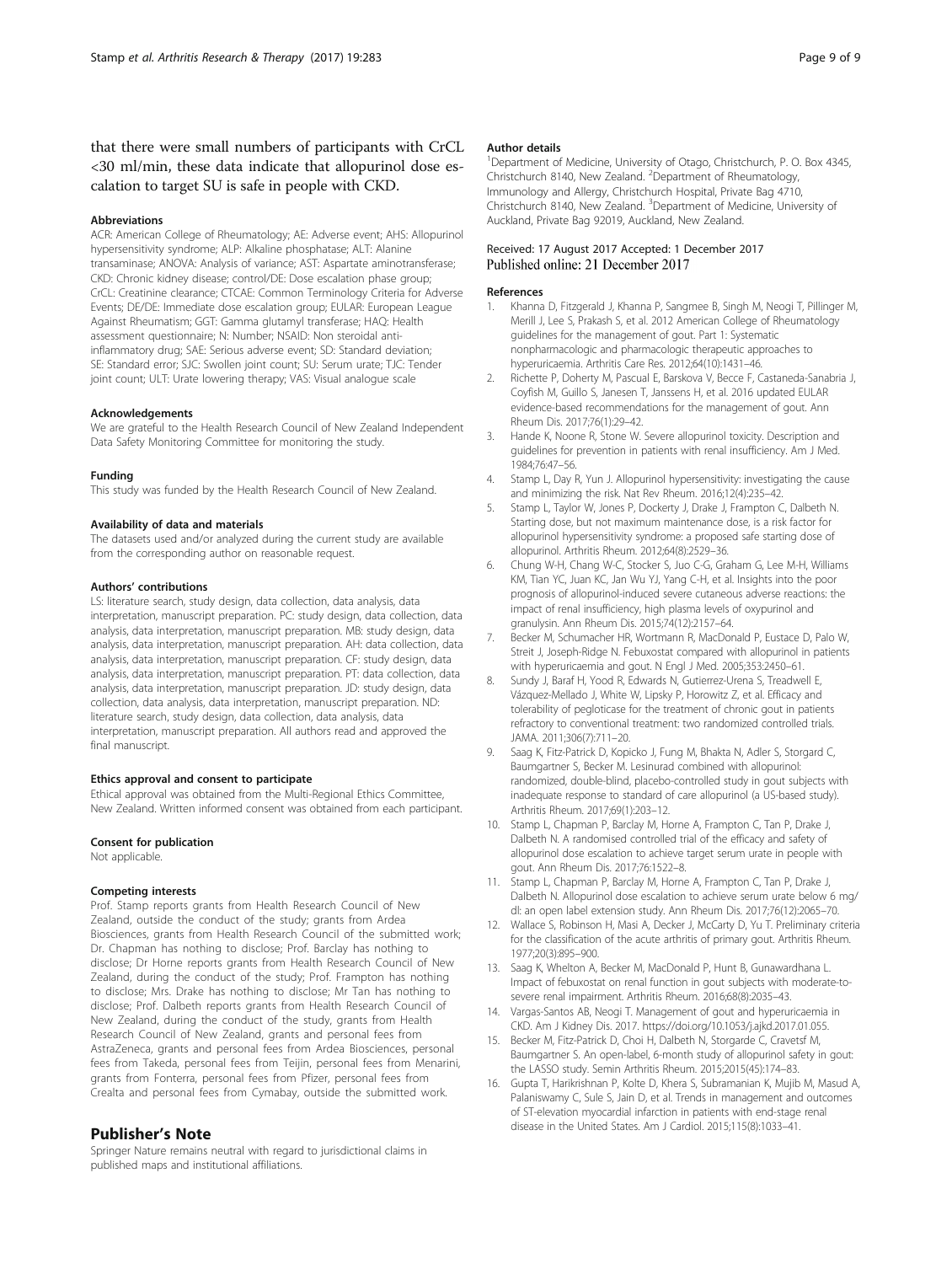that there were small numbers of participants with CrCL <30 ml/min, these data indicate that allopurinol dose escalation to target SU is safe in people with CKD.

#### Abbreviations

ACR: American College of Rheumatology; AE: Adverse event; AHS: Allopurinol hypersensitivity syndrome; ALP: Alkaline phosphatase; ALT: Alanine transaminase; ANOVA: Analysis of variance; AST: Aspartate aminotransferase; CKD: Chronic kidney disease; control/DE: Dose escalation phase group; CrCL: Creatinine clearance; CTCAE: Common Terminology Criteria for Adverse Events; DE/DE: Immediate dose escalation group; EULAR: European League Against Rheumatism; GGT: Gamma glutamyl transferase; HAQ: Health assessment questionnaire; N: Number; NSAID: Non steroidal anti-inflammatory drug; SAE: Serious adverse event; SD: Standard deviation; SE: Standard error; SJC: Swollen joint count; SU: Serum urate; TJC: Tender joint count; ULT: Urate lowering therapy; VAS: Visual analogue scale

#### Acknowledgements

We are grateful to the Health Research Council of New Zealand Independent Data Safety Monitoring Committee for monitoring the study.

#### Funding

This study was funded by the Health Research Council of New Zealand.

#### Availability of data and materials

The datasets used and/or analyzed during the current study are available from the corresponding author on reasonable request.

#### Authors' contributions

LS: literature search, study design, data collection, data analysis, data interpretation, manuscript preparation. PC: study design, data collection, data analysis, data interpretation, manuscript preparation. MB: study design, data analysis, data interpretation, manuscript preparation. AH: data collection, data analysis, data interpretation, manuscript preparation. CF: study design, data analysis, data interpretation, manuscript preparation. PT: data collection, data analysis, data interpretation, manuscript preparation. JD: study design, data collection, data analysis, data interpretation, manuscript preparation. ND: literature search, study design, data collection, data analysis, data interpretation, manuscript preparation. All authors read and approved the final manuscript.

#### Ethics approval and consent to participate

Ethical approval was obtained from the Multi-Regional Ethics Committee, New Zealand. Written informed consent was obtained from each participant.

#### Consent for publication

Not applicable.

#### Competing interests

Prof. Stamp reports grants from Health Research Council of New Zealand, outside the conduct of the study; grants from Ardea Biosciences, grants from Health Research Council of the submitted work; Dr. Chapman has nothing to disclose; Prof. Barclay has nothing to disclose; Dr Horne reports grants from Health Research Council of New Zealand, during the conduct of the study; Prof. Frampton has nothing to disclose; Mrs. Drake has nothing to disclose; Mr Tan has nothing to disclose; Prof. Dalbeth reports grants from Health Research Council of New Zealand, during the conduct of the study, grants from Health Research Council of New Zealand, grants and personal fees from AstraZeneca, grants and personal fees from Ardea Biosciences, personal fees from Takeda, personal fees from Teijin, personal fees from Menarini, grants from Fonterra, personal fees from Pfizer, personal fees from Crealta and personal fees from Cymabay, outside the submitted work.

## Publisher's Note

Springer Nature remains neutral with regard to jurisdictional claims in published maps and institutional affiliations.

#### Author details

[1]Department of Medicine, University of Otago, Christchurch, P. O. Box 4345, Christchurch 8140, New Zealand. [2]Department of Rheumatology, Immunology and Allergy, Christchurch Hospital, Private Bag 4710, Christchurch 8140, New Zealand. [3]Department of Medicine, University of Auckland, Private Bag 92019, Auckland, New Zealand.

Received: 17 August 2017 Accepted: 1 December 2017
Published online: 21 December 2017

#### References

1. Khanna D, Fitzgerald J, Khanna P, Sangmee B, Singh M, Neogi T, Pillinger M, Merill J, Lee S, Prakash S, et al. 2012 American College of Rheumatology guidelines for the management of gout. Part 1: Systematic nonpharmacologic and pharmacologic therapeutic approaches to hyperuricaemia. Arthritis Care Res. 2012;64(10):1431–46.
2. Richette P, Doherty M, Pascual E, Barskova V, Becce F, Castaneda-Sanabria J, Coyfish M, Guillo S, Janesen T, Janssens H, et al. 2016 updated EULAR evidence-based recommendations for the management of gout. Ann Rheum Dis. 2017;76(1):29–42.
3. Hande K, Noone R, Stone W. Severe allopurinol toxicity. Description and guidelines for prevention in patients with renal insufficiency. Am J Med. 1984;76:47–56.
4. Stamp L, Day R, Yun J. Allopurinol hypersensitivity: investigating the cause and minimizing the risk. Nat Rev Rheum. 2016;12(4):235–42.
5. Stamp L, Taylor W, Jones P, Dockerty J, Drake J, Frampton C, Dalbeth N. Starting dose, but not maximum maintenance dose, is a risk factor for allopurinol hypersensitivity syndrome: a proposed safe starting dose of allopurinol. Arthritis Rheum. 2012;64(8):2529–36.
6. Chung W-H, Chang W-C, Stocker S, Juo C-G, Graham G, Lee M-H, Williams KM, Tian YC, Juan KC, Jan Wu YJ, Yang C-H, et al. Insights into the poor prognosis of allopurinol-induced severe cutaneous adverse reactions: the impact of renal insufficiency, high plasma levels of oxypurinol and granulysin. Ann Rheum Dis. 2015;74(12):2157–64.
7. Becker M, Schumacher HR, Wortmann R, MacDonald P, Eustace D, Palo W, Streit J, Joseph-Ridge N. Febuxostat compared with allopurinol in patients with hyperuricaemia and gout. N Engl J Med. 2005;353:2450–61.
8. Sundy J, Baraf H, Yood R, Edwards N, Gutierrez-Urena S, Treadwell E, Vázquez-Mellado J, White W, Lipsky P, Horowitz Z, et al. Efficacy and tolerability of pegloticase for the treatment of chronic gout in patients refractory to conventional treatment: two randomized controlled trials. JAMA. 2011;306(7):711–20.
9. Saag K, Fitz-Patrick D, Kopicko J, Fung M, Bhakta N, Adler S, Storgard C, Baumgartner S, Becker M. Lesinurad combined with allopurinol: randomized, double-blind, placebo-controlled study in gout subjects with inadequate response to standard of care allopurinol (a US-based study). Arthritis Rheum. 2017;69(1):203–12.
10. Stamp L, Chapman P, Barclay M, Horne A, Frampton C, Tan P, Drake J, Dalbeth N. A randomised controlled trial of the efficacy and safety of allopurinol dose escalation to achieve target serum urate in people with gout. Ann Rheum Dis. 2017;76:1522–8.
11. Stamp L, Chapman P, Barclay M, Horne A, Frampton C, Tan P, Drake J, Dalbeth N. Allopurinol dose escalation to achieve serum urate below 6 mg/dl: an open label extension study. Ann Rheum Dis. 2017;76(12):2065–70.
12. Wallace S, Robinson H, Masi A, Decker J, McCarty D, Yu T. Preliminary criteria for the classification of the acute arthritis of primary gout. Arthritis Rheum. 1977;20(3):895–900.
13. Saag K, Whelton A, Becker M, MacDonald P, Hunt B, Gunawardhana L. Impact of febuxostat on renal function in gout subjects with moderate-to-severe renal impairment. Arthritis Rheum. 2016;68(8):2035–43.
14. Vargas-Santos AB, Neogi T. Management of gout and hyperuricaemia in CKD. Am J Kidney Dis. 2017. https://doi.org/10.1053/j.ajkd.2017.01.055.
15. Becker M, Fitz-Patrick D, Choi H, Dalbeth N, Storgarde C, Cravetsf M, Baumgartner S. An open-label, 6-month study of allopurinol safety in gout: the LASSO study. Semin Arthritis Rheum. 2015;2015(45):174–83.
16. Gupta T, Harikrishnan P, Kolte D, Khera S, Subramanian K, Mujib M, Masud A, Palaniswamy C, Sule S, Jain D, et al. Trends in management and outcomes of ST-elevation myocardial infarction in patients with end-stage renal disease in the United States. Am J Cardiol. 2015;115(8):1033–41.